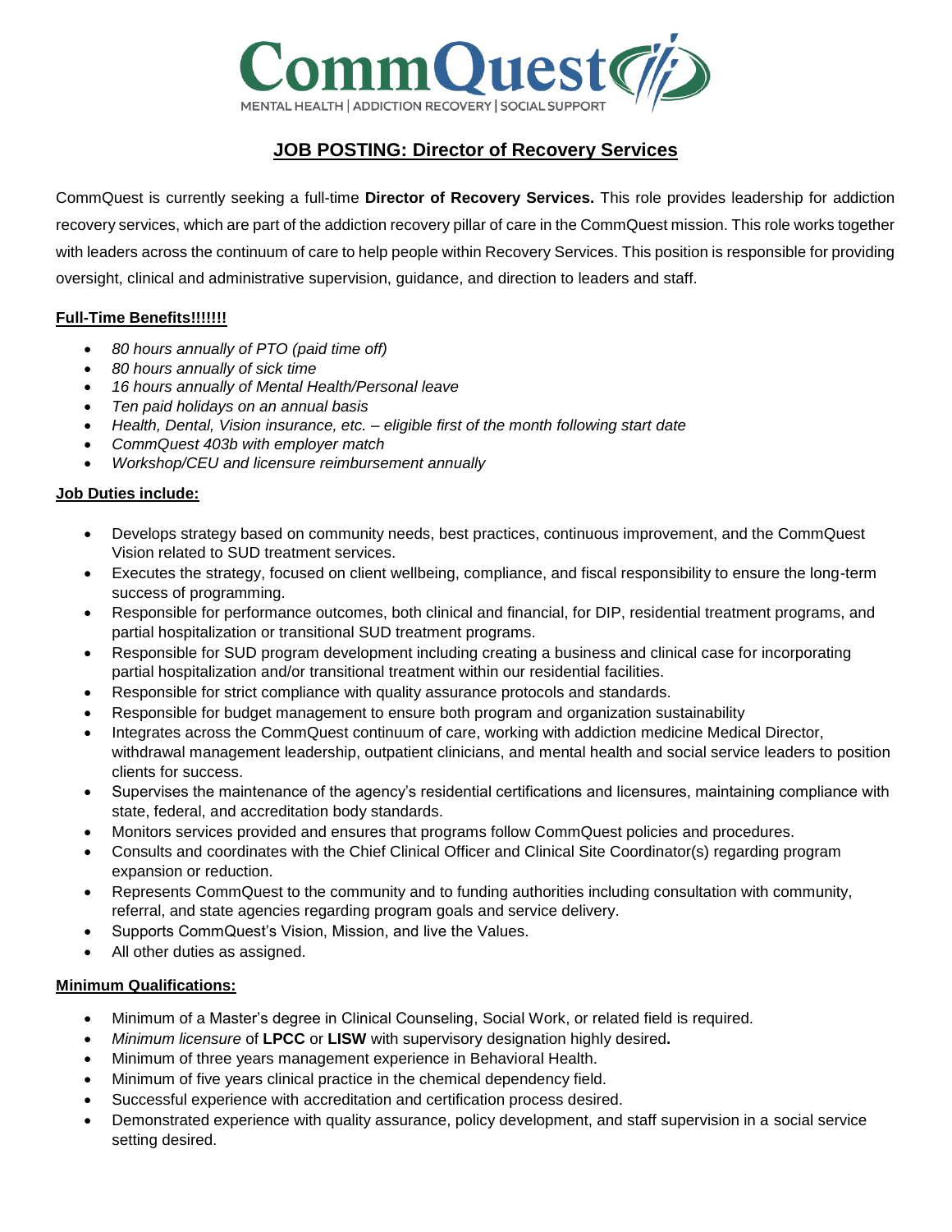CommQuest

MENTAL HEALTH | ADDICTION RECOVERY | SOCIAL SUPPORT

# JOB POSTING: Director of Recovery Services

CommQuest is currently seeking a full-time **Director of Recovery Services.** This role provides leadership for addiction recovery services, which are part of the addiction recovery pillar of care in the CommQuest mission. This role works together with leaders across the continuum of care to help people within Recovery Services. This position is responsible for providing oversight, clinical and administrative supervision, guidance, and direction to leaders and staff.

**Full-Time Benefits!!!!!!**

- *80 hours annually of PTO (paid time off)*
- *80 hours annually of sick time*
- *16 hours annually of Mental Health/Personal leave*
- *Ten paid holidays on an annual basis*
- *Health, Dental, Vision insurance, etc. – eligible first of the month following start date*
- *CommQuest 403b with employer match*
- *Workshop/CEU and licensure reimbursement annually*

**Job Duties include:**

- Develops strategy based on community needs, best practices, continuous improvement, and the CommQuest Vision related to SUD treatment services.
- Executes the strategy, focused on client wellbeing, compliance, and fiscal responsibility to ensure the long-term success of programming.
- Responsible for performance outcomes, both clinical and financial, for DIP, residential treatment programs, and partial hospitalization or transitional SUD treatment programs.
- Responsible for SUD program development including creating a business and clinical case for incorporating partial hospitalization and/or transitional treatment within our residential facilities.
- Responsible for strict compliance with quality assurance protocols and standards.
- Responsible for budget management to ensure both program and organization sustainability
- Integrates across the CommQuest continuum of care, working with addiction medicine Medical Director, withdrawal management leadership, outpatient clinicians, and mental health and social service leaders to position clients for success.
- Supervises the maintenance of the agency's residential certifications and licensures, maintaining compliance with state, federal, and accreditation body standards.
- Monitors services provided and ensures that programs follow CommQuest policies and procedures.
- Consults and coordinates with the Chief Clinical Officer and Clinical Site Coordinator(s) regarding program expansion or reduction.
- Represents CommQuest to the community and to funding authorities including consultation with community, referral, and state agencies regarding program goals and service delivery.
- Supports CommQuest's Vision, Mission, and live the Values.
- All other duties as assigned.

**Minimum Qualifications:**

- Minimum of a Master's degree in Clinical Counseling, Social Work, or related field is required.
- *Minimum licensure* of **LPCC** or **LISW** with supervisory designation highly desired**.**
- Minimum of three years management experience in Behavioral Health.
- Minimum of five years clinical practice in the chemical dependency field.
- Successful experience with accreditation and certification process desired.
- Demonstrated experience with quality assurance, policy development, and staff supervision in a social service setting desired.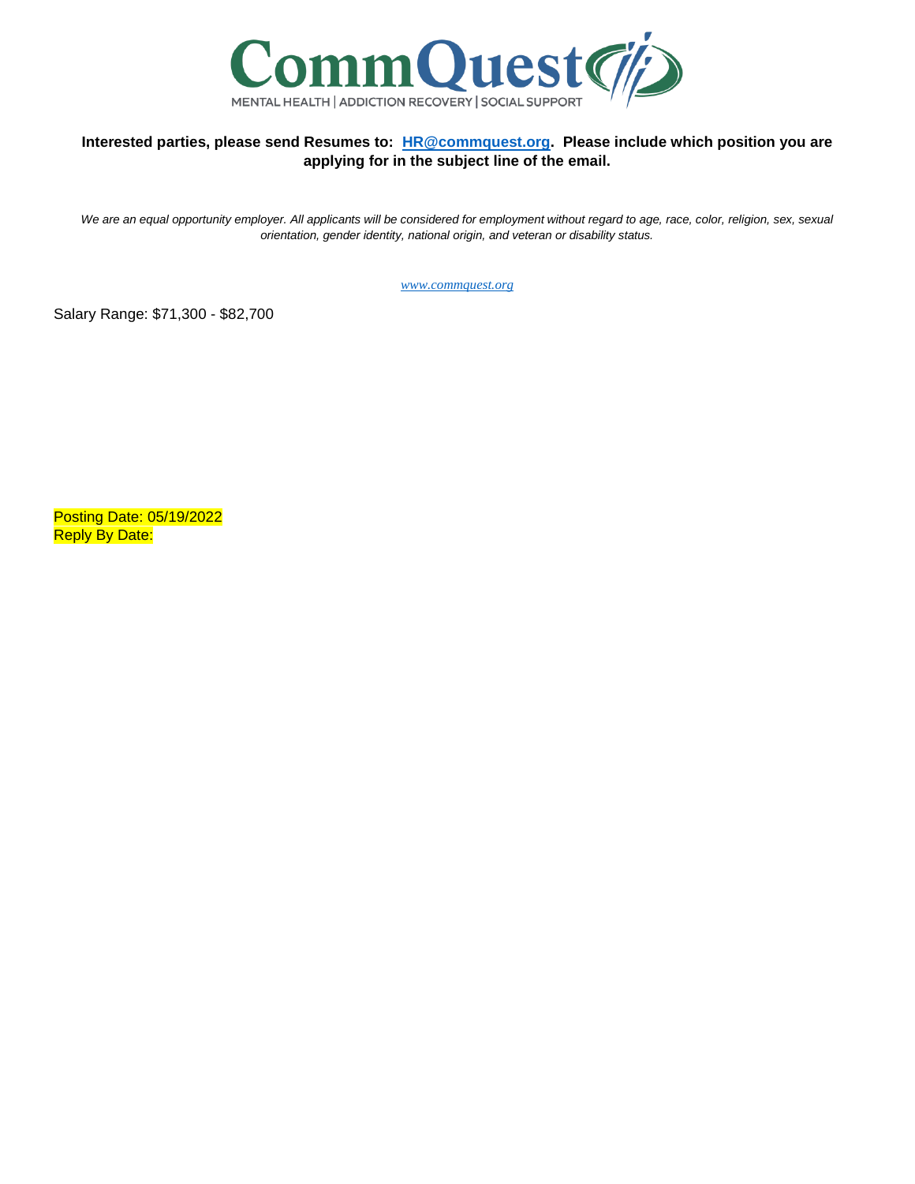CommMquest

MENTAL HEALTH | ADDICTION RECOVERY | SOCIAL SUPPORT

**Interested parties, please send Resumes to: HR@commquest.org. Please include which position you are applying for in the subject line of the email.**

*We are an equal opportunity employer. All applicants will be considered for employment without regard to age, race, color, religion, sex, sexual orientation, gender identity, national origin, and veteran or disability status.*

*www.commquest.org*

Salary Range: $71,300 - $82,700

Posting Date: 05/19/2022
Reply By Date: